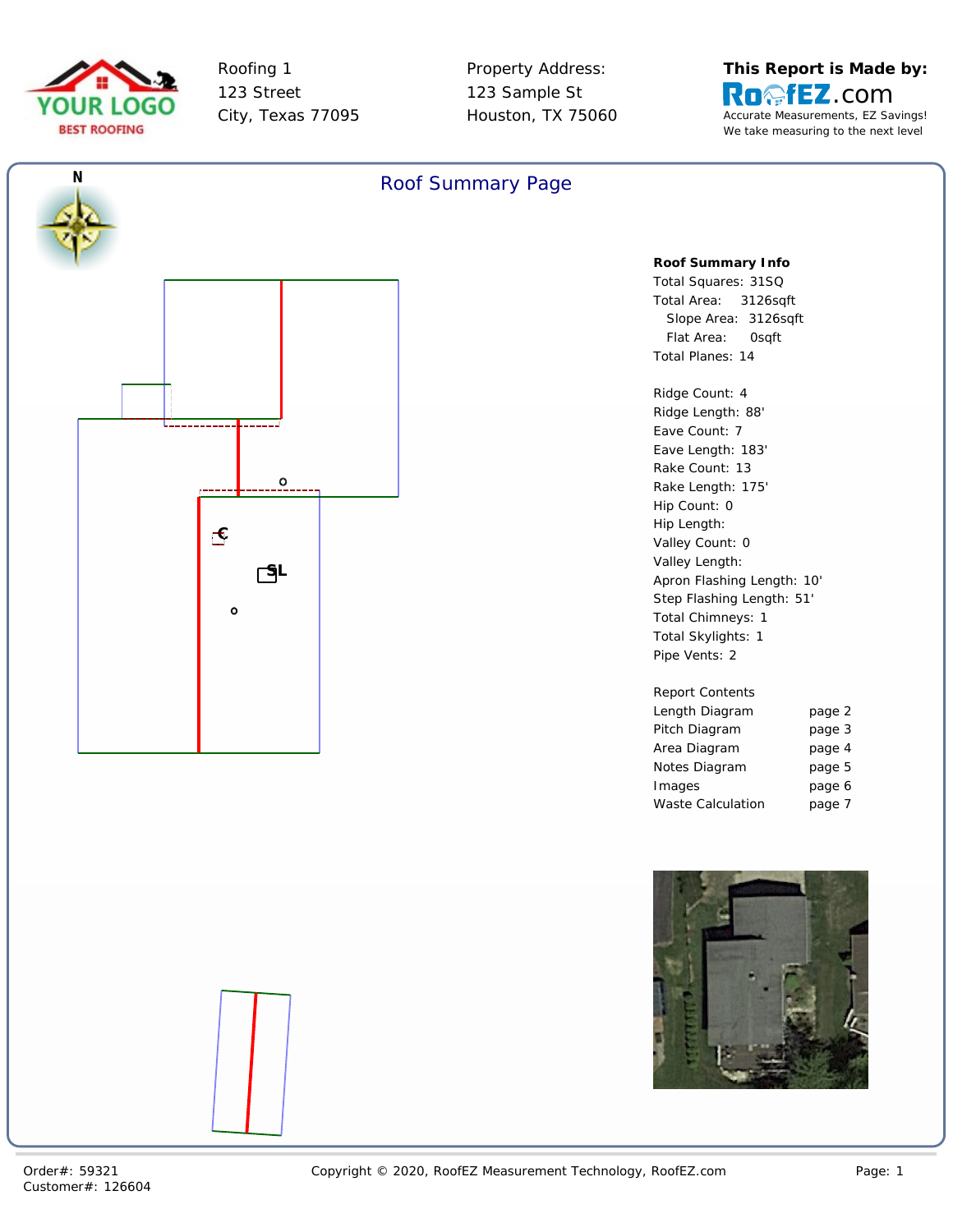YOUR LOGO
BEST ROOFING

Roofing 1
123 Street
City, Texas 77095

Property Address:
123 Sample St
Houston, TX 75060

**This Report is Made by:**
RoofEZ.com
Accurate Measurements, EZ Savings!
We take measuring to the next level

## Roof Summary Page

N

C

SL

**Roof Summary Info**

Total Squares: 31SQ
Total Area: 3126sqft
Slope Area: 3126sqft
Flat Area: 0sqft
Total Planes: 14

Ridge Count: 4
Ridge Length: 88'
Eave Count: 7
Eave Length: 183'
Rake Count: 13
Rake Length: 175'
Hip Count: 0
Hip Length:
Valley Count: 0
Valley Length:
Apron Flashing Length: 10'
Step Flashing Length: 51'
Total Chimneys: 1
Total Skylights: 1
Pipe Vents: 2

Report Contents

| | |
|---|---|
| Length Diagram | page 2 |
| Pitch Diagram | page 3 |
| Area Diagram | page 4 |
| Notes Diagram | page 5 |
| Images | page 6 |
| Waste Calculation | page 7 |

Order#: 59321
Customer#: 126604

Copyright © 2020, RoofEZ Measurement Technology, RoofEZ.com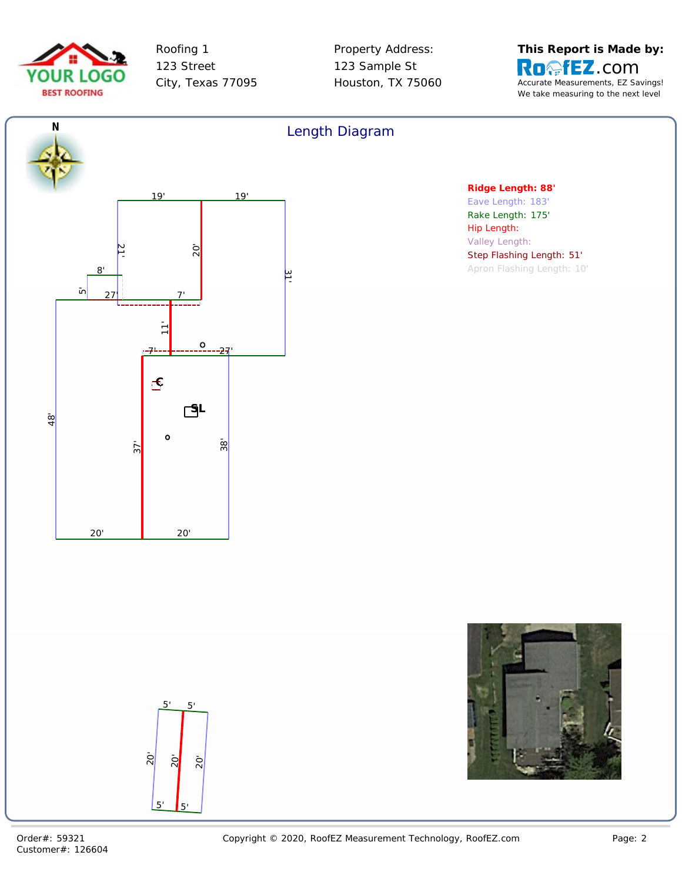Roofing 1
123 Street
City, Texas 77095

Property Address:
123 Sample St
Houston, TX 75060

**This Report is Made by:**
RoofEZ.com
Accurate Measurements, EZ Savings!
We take measuring to the next level

## Length Diagram

**Ridge Length: 88'**
Eave Length: 183'
Rake Length: 175'
Hip Length:
Valley Length:
Step Flashing Length: 51'
Apron Flashing Length: 10'

Order#: 59321
Customer#: 126604

Copyright © 2020, RoofEZ Measurement Technology, RoofEZ.com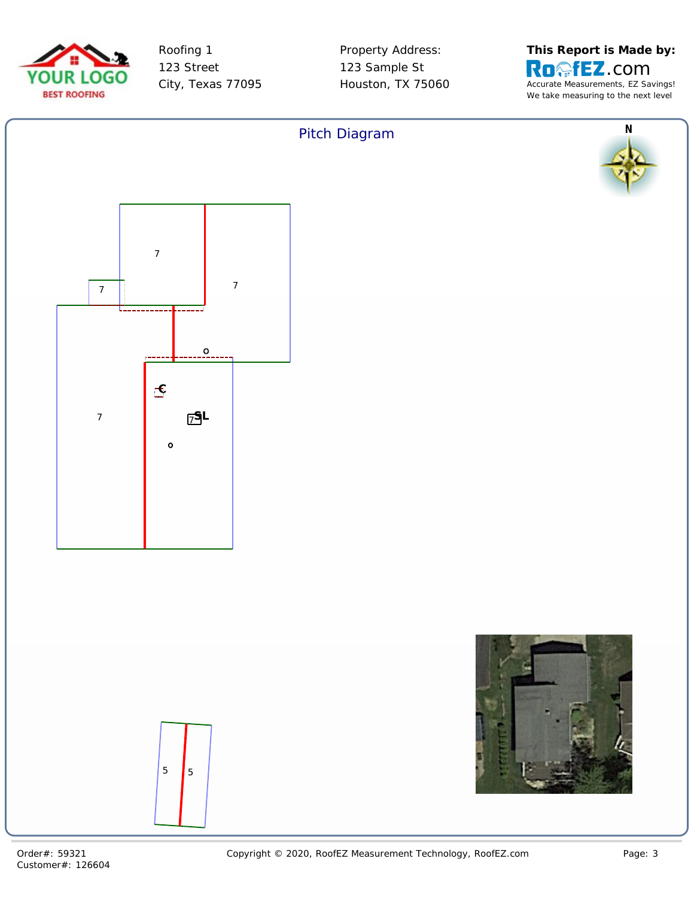Roofing 1
123 Street
City, Texas 77095

Property Address:
123 Sample St
Houston, TX 75060

**This Report is Made by:**
RoofEZ.com
Accurate Measurements, EZ Savings!
We take measuring to the next level

## Pitch Diagram

N

7

7

7

7

C

SL

7

5 5

Order#: 59321
Customer#: 126604

Copyright © 2020, RoofEZ Measurement Technology, RoofEZ.com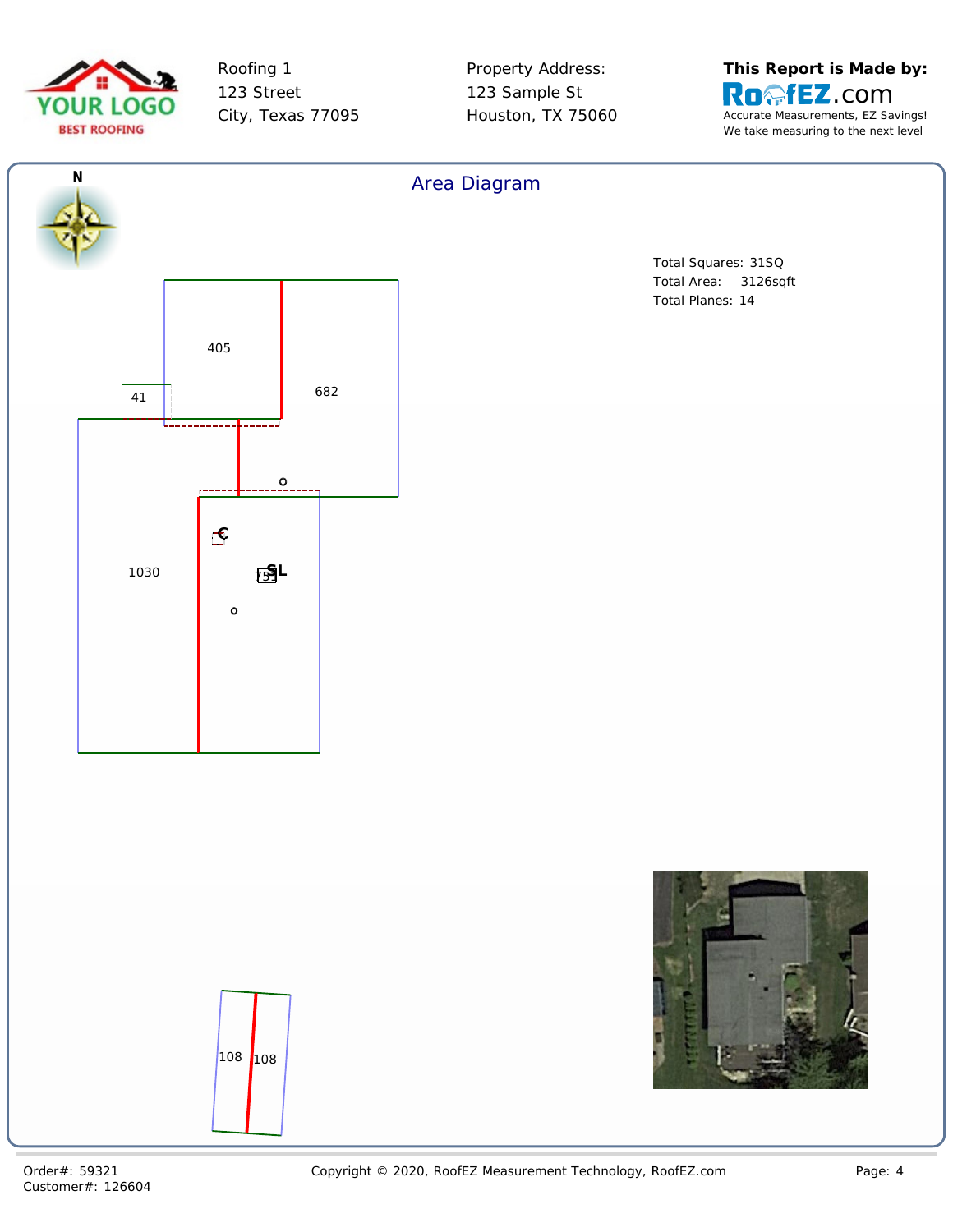Roofing 1
123 Street
City, Texas 77095

Property Address:
123 Sample St
Houston, TX 75060

**This Report is Made by:**
RoofEZ.com
Accurate Measurements, EZ Savings!
We take measuring to the next level

## Area Diagram

N

Total Squares: 31SQ
Total Area: 3126sqft
Total Planes: 14

405

41

682

1030

751

108

108

Order#: 59321
Customer#: 126604

Copyright © 2020, RoofEZ Measurement Technology, RoofEZ.com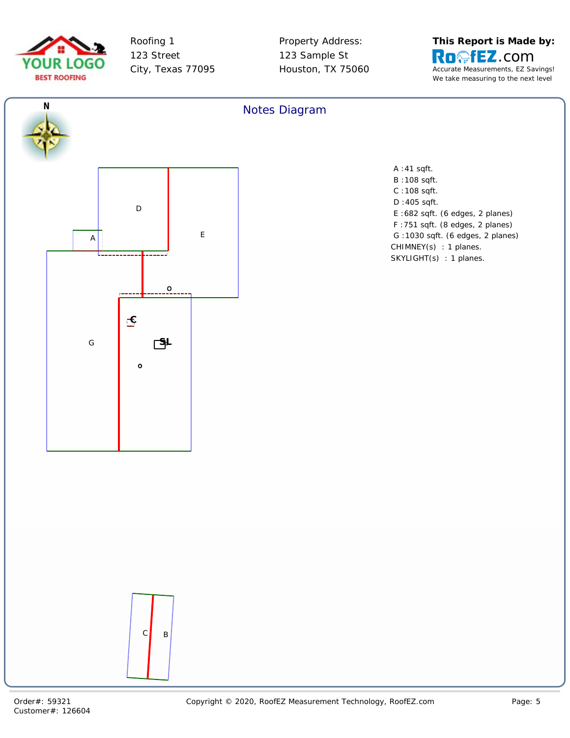Roofing 1
123 Street
City, Texas 77095

Property Address:
123 Sample St
Houston, TX 75060

**This Report is Made by:**
RoofEZ.com
Accurate Measurements, EZ Savings!
We take measuring to the next level

## Notes Diagram

N

D

E

A

G

C

SL

C

B

A :41 sqft.
B :108 sqft.
C :108 sqft.
D :405 sqft.
E :682 sqft. (6 edges, 2 planes)
F :751 sqft. (8 edges, 2 planes)
G :1030 sqft. (6 edges, 2 planes)
CHIMNEY(s) : 1 planes.
SKYLIGHT(s) : 1 planes.

Order#: 59321
Customer#: 126604

Copyright © 2020, RoofEZ Measurement Technology, RoofEZ.com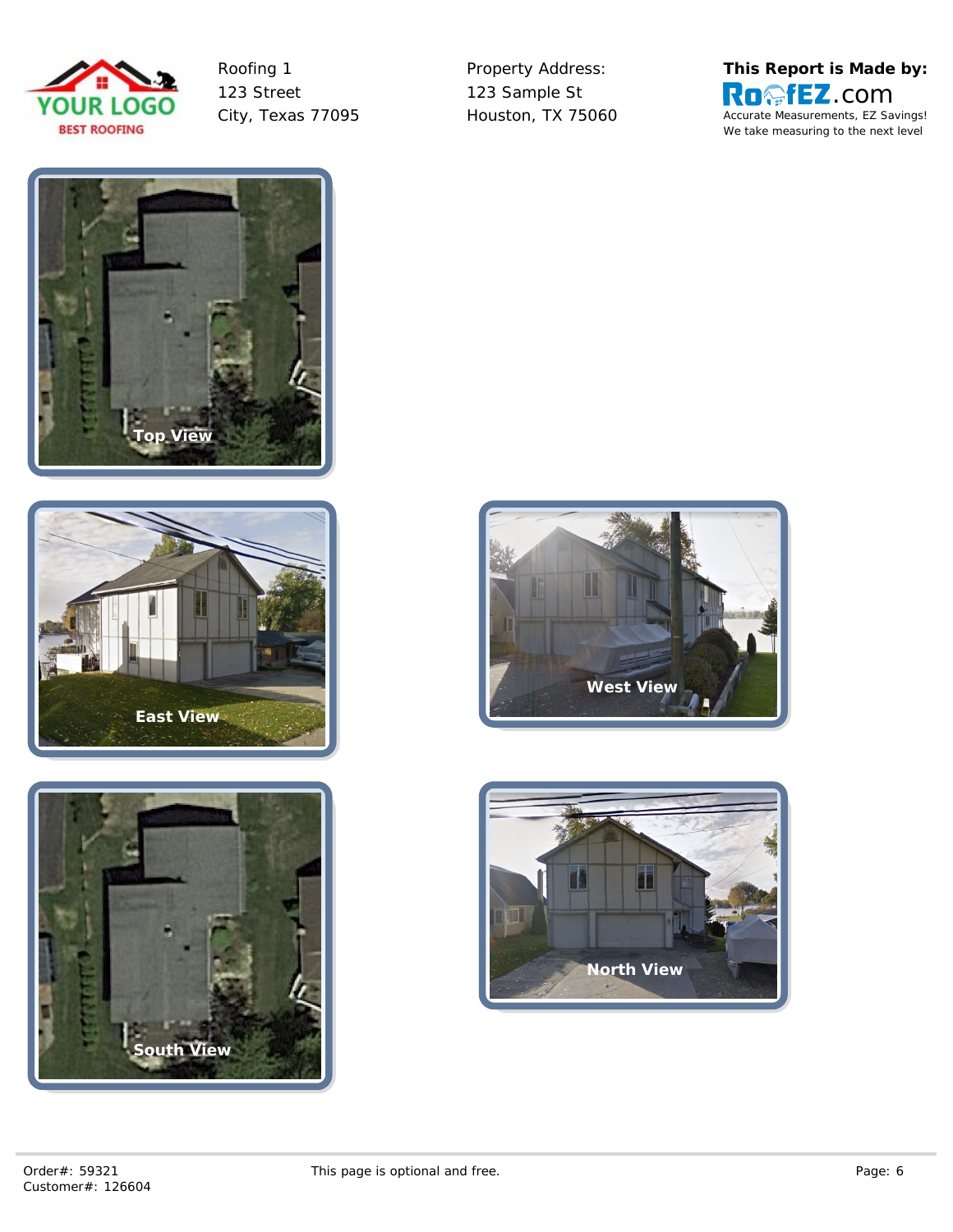Roofing 1
123 Street
City, Texas 77095

Property Address:
123 Sample St
Houston, TX 75060

**This Report is Made by:**
RoofEZ.com
Accurate Measurements, EZ Savings!
We take measuring to the next level

Top View

East View

West View

South View

North View

Order#: 59321
Customer#: 126604

This page is optional and free.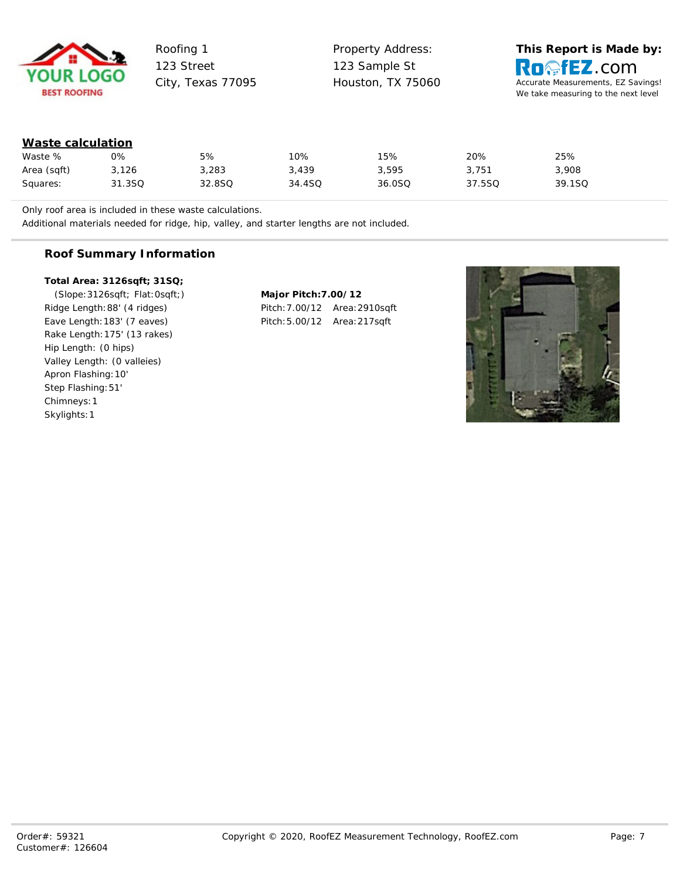Roofing 1
123 Street
City, Texas 77095

Property Address:
123 Sample St
Houston, TX 75060

**This Report is Made by:**
RoofEZ.com
Accurate Measurements, EZ Savings!
We take measuring to the next level

## Waste calculation

| Waste % | 0% | 5% | 10% | 15% | 20% | 25% |
|---|---|---|---|---|---|---|
| Area (sqft) | 3,126 | 3,283 | 3,439 | 3,595 | 3,751 | 3,908 |
| Squares: | 31.3SQ | 32.8SQ | 34.4SQ | 36.0SQ | 37.5SQ | 39.1SQ |

Only roof area is included in these waste calculations.
Additional materials needed for ridge, hip, valley, and starter lengths are not included.

### Roof Summary Information

**Total Area: 3126sqft; 31SQ;**
(Slope:3126sqft; Flat:0sqft;)
Ridge Length:88' (4 ridges)
Eave Length:183' (7 eaves)
Rake Length:175' (13 rakes)
Hip Length: (0 hips)
Valley Length: (0 valleies)
Apron Flashing:10'
Step Flashing:51'
Chimneys:1
Skylights:1

**Major Pitch:7.00/12**
Pitch:7.00/12 Area:2910sqft
Pitch:5.00/12 Area:217sqft

Order#: 59321
Customer#: 126604

Copyright © 2020, RoofEZ Measurement Technology, RoofEZ.com